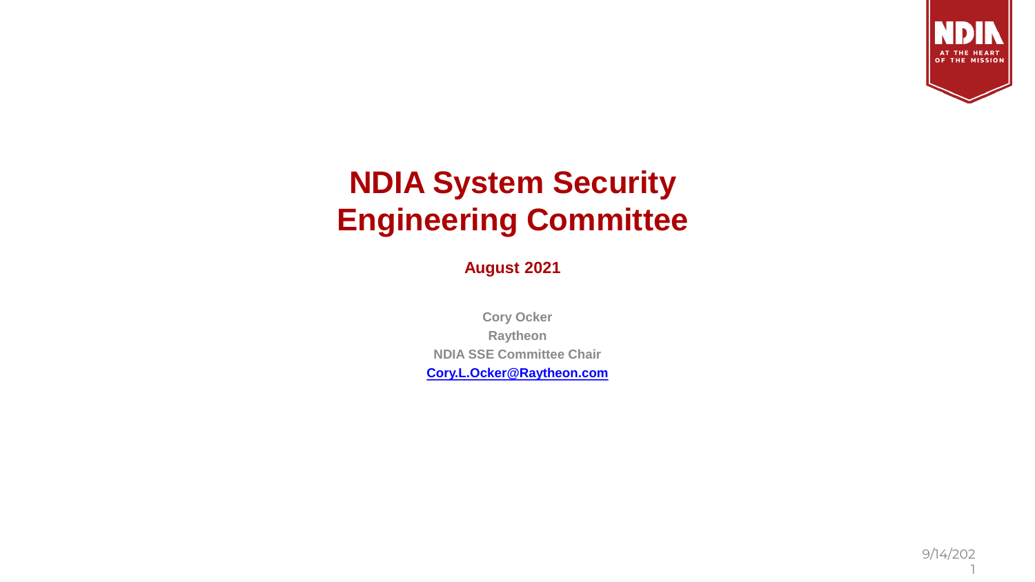# NDIA System Security Engineering Committee

**August 2021**

**Cory Ocker**
**Raytheon**
**NDIA SSE Committee Chair**
**Cory.L.Ocker@Raytheon.com**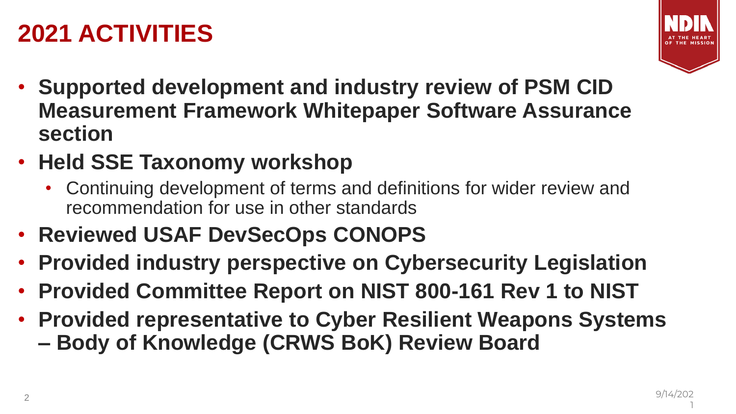# 2021 ACTIVITIES

- **Supported development and industry review of PSM CID Measurement Framework Whitepaper Software Assurance section**
- **Held SSE Taxonomy workshop**
  - Continuing development of terms and definitions for wider review and recommendation for use in other standards
- **Reviewed USAF DevSecOps CONOPS**
- **Provided industry perspective on Cybersecurity Legislation**
- **Provided Committee Report on NIST 800-161 Rev 1 to NIST**
- **Provided representative to Cyber Resilient Weapons Systems – Body of Knowledge (CRWS BoK) Review Board**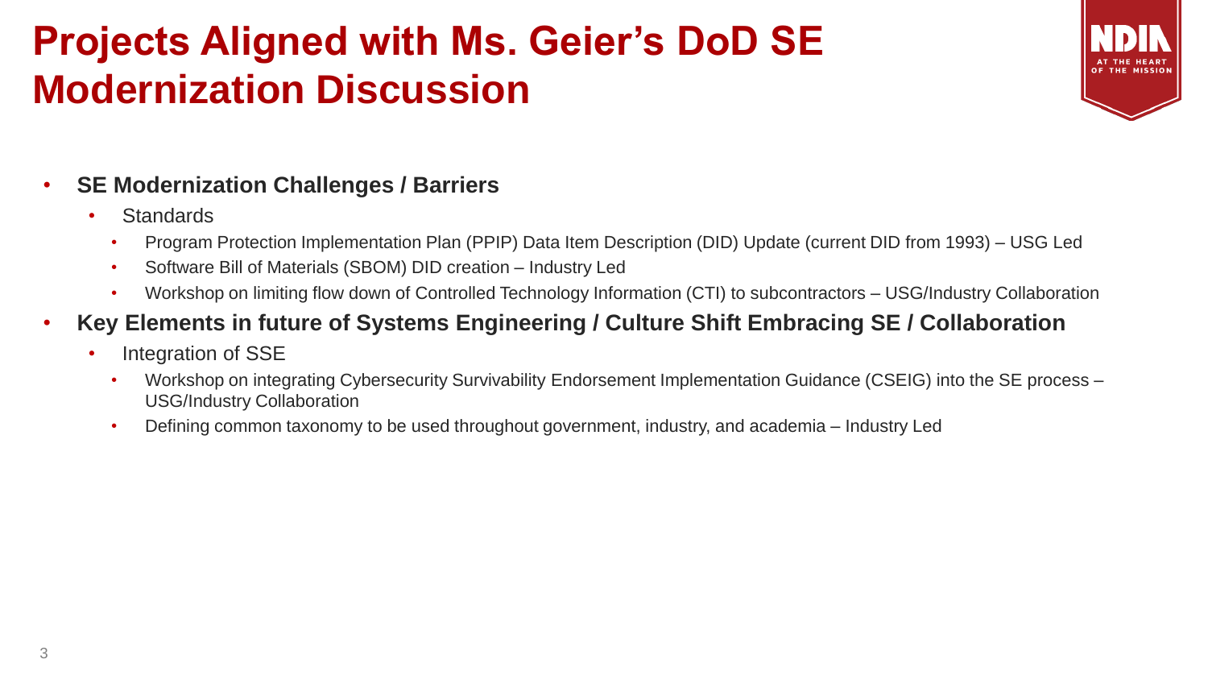# Projects Aligned with Ms. Geier's DoD SE Modernization Discussion

- **SE Modernization Challenges / Barriers**
  - Standards
    - Program Protection Implementation Plan (PPIP) Data Item Description (DID) Update (current DID from 1993) – USG Led
    - Software Bill of Materials (SBOM) DID creation – Industry Led
    - Workshop on limiting flow down of Controlled Technology Information (CTI) to subcontractors – USG/Industry Collaboration
- **Key Elements in future of Systems Engineering / Culture Shift Embracing SE / Collaboration**
  - Integration of SSE
    - Workshop on integrating Cybersecurity Survivability Endorsement Implementation Guidance (CSEIG) into the SE process – USG/Industry Collaboration
    - Defining common taxonomy to be used throughout government, industry, and academia – Industry Led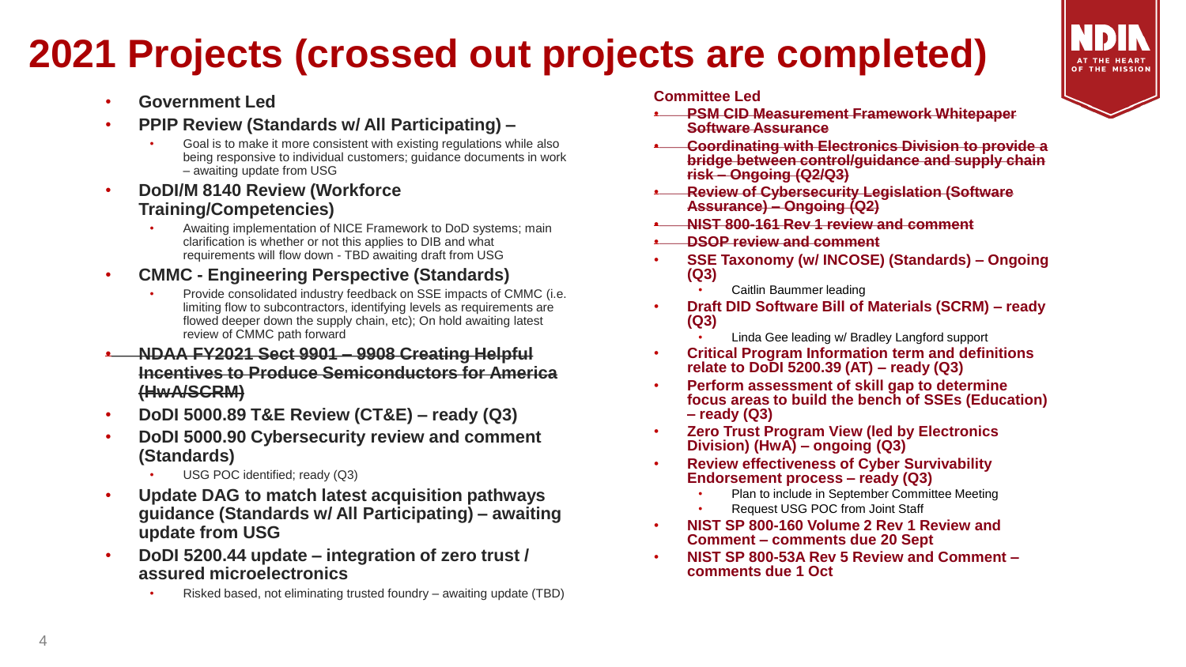# 2021 Projects (crossed out projects are completed)

- **Government Led**
- **PPIP Review (Standards w/ All Participating) –**
  - Goal is to make it more consistent with existing regulations while also being responsive to individual customers; guidance documents in work – awaiting update from USG
- **DoDI/M 8140 Review (Workforce Training/Competencies)**
  - Awaiting implementation of NICE Framework to DoD systems; main clarification is whether or not this applies to DIB and what requirements will flow down - TBD awaiting draft from USG
- **CMMC - Engineering Perspective (Standards)**
  - Provide consolidated industry feedback on SSE impacts of CMMC (i.e. limiting flow to subcontractors, identifying levels as requirements are flowed deeper down the supply chain, etc); On hold awaiting latest review of CMMC path forward
- ~~**NDAA FY2021 Sect 9901 – 9908 Creating Helpful Incentives to Produce Semiconductors for America (HwA/SCRM)**~~
- **DoDI 5000.89 T&E Review (CT&E) – ready (Q3)**
- **DoDI 5000.90 Cybersecurity review and comment (Standards)**
  - USG POC identified; ready (Q3)
- **Update DAG to match latest acquisition pathways guidance (Standards w/ All Participating) – awaiting update from USG**
- **DoDI 5200.44 update – integration of zero trust / assured microelectronics**
  - Risked based, not eliminating trusted foundry – awaiting update (TBD)

**Committee Led**

- ~~**PSM CID Measurement Framework Whitepaper Software Assurance**~~
- ~~**Coordinating with Electronics Division to provide a bridge between control/guidance and supply chain risk – Ongoing (Q2/Q3)**~~
- ~~**Review of Cybersecurity Legislation (Software Assurance) – Ongoing (Q2)**~~
- ~~**NIST 800-161 Rev 1 review and comment**~~
- ~~**DSOP review and comment**~~
- **SSE Taxonomy (w/ INCOSE) (Standards) – Ongoing (Q3)**
  - Caitlin Baummer leading
- **Draft DID Software Bill of Materials (SCRM) – ready (Q3)**
  - Linda Gee leading w/ Bradley Langford support
- **Critical Program Information term and definitions relate to DoDI 5200.39 (AT) – ready (Q3)**
- **Perform assessment of skill gap to determine focus areas to build the bench of SSEs (Education) – ready (Q3)**
- **Zero Trust Program View (led by Electronics Division) (HwA) – ongoing (Q3)**
- **Review effectiveness of Cyber Survivability Endorsement process – ready (Q3)**
  - Plan to include in September Committee Meeting
  - Request USG POC from Joint Staff
- **NIST SP 800-160 Volume 2 Rev 1 Review and Comment – comments due 20 Sept**
- **NIST SP 800-53A Rev 5 Review and Comment – comments due 1 Oct**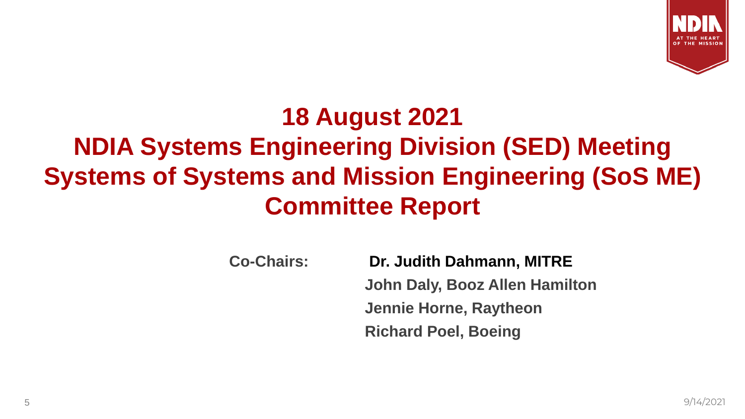# 18 August 2021
# NDIA Systems Engineering Division (SED) Meeting
# Systems of Systems and Mission Engineering (SoS ME) Committee Report

**Co-Chairs:**

**Dr. Judith Dahmann, MITRE**

**John Daly, Booz Allen Hamilton**

**Jennie Horne, Raytheon**

**Richard Poel, Boeing**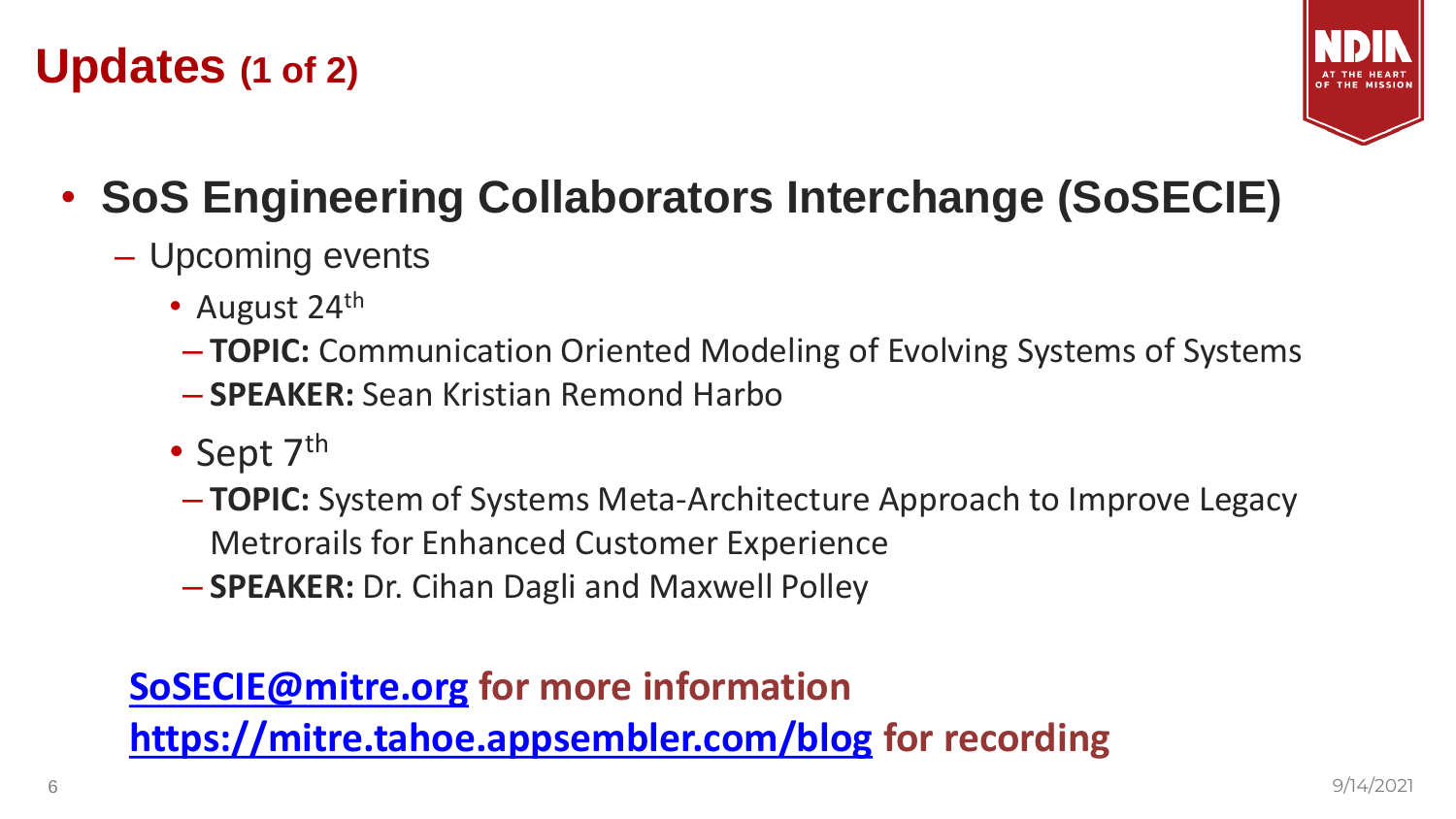# Updates (1 of 2)

- **SoS Engineering Collaborators Interchange (SoSECIE)**
  - Upcoming events
    - August 24th
      - **TOPIC:** Communication Oriented Modeling of Evolving Systems of Systems
      - **SPEAKER:** Sean Kristian Remond Harbo
    - Sept 7th
      - **TOPIC:** System of Systems Meta-Architecture Approach to Improve Legacy Metrorails for Enhanced Customer Experience
      - **SPEAKER:** Dr. Cihan Dagli and Maxwell Polley

**SoSECIE@mitre.org for more information**

**https://mitre.tahoe.appsembler.com/blog for recording**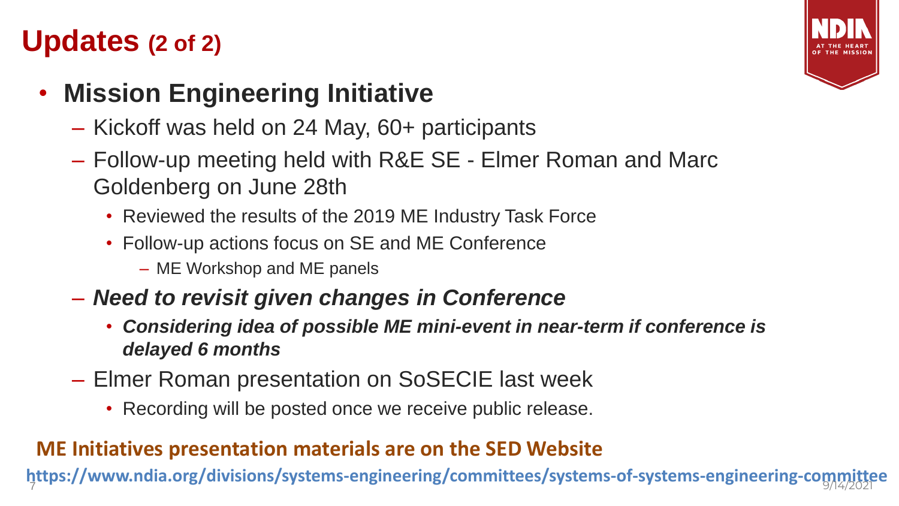# Updates (2 of 2)

- **Mission Engineering Initiative**
  - Kickoff was held on 24 May, 60+ participants
  - Follow-up meeting held with R&E SE - Elmer Roman and Marc Goldenberg on June 28th
    - Reviewed the results of the 2019 ME Industry Task Force
    - Follow-up actions focus on SE and ME Conference
      - ME Workshop and ME panels
  - ***Need to revisit given changes in Conference***
    - ***Considering idea of possible ME mini-event in near-term if conference is delayed 6 months***
  - Elmer Roman presentation on SoSECIE last week
    - Recording will be posted once we receive public release.

**ME Initiatives presentation materials are on the SED Website**

**https://www.ndia.org/divisions/systems-engineering/committees/systems-of-systems-engineering-committee**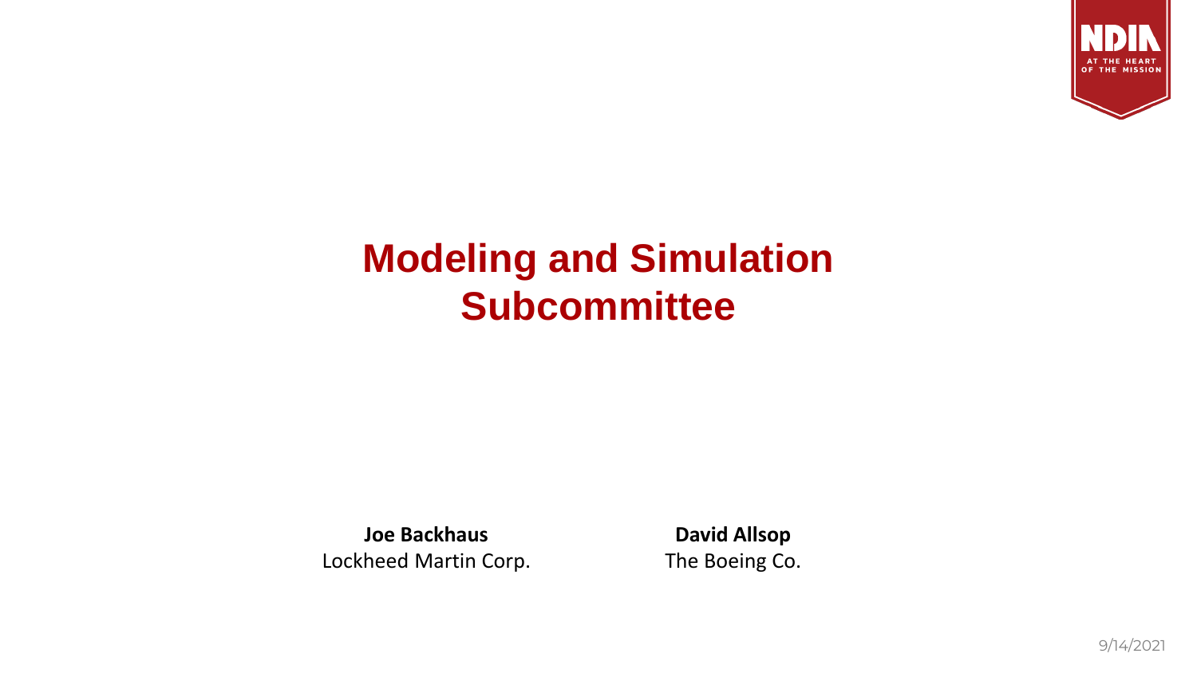# Modeling and Simulation Subcommittee

**Joe Backhaus**
Lockheed Martin Corp.

**David Allsop**
The Boeing Co.

9/14/2021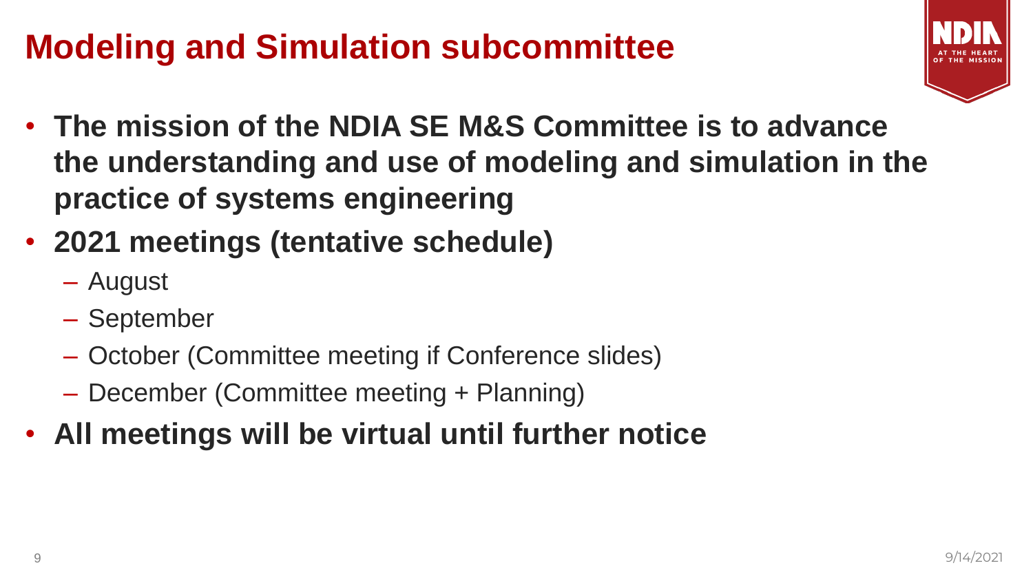# Modeling and Simulation subcommittee

- **The mission of the NDIA SE M&S Committee is to advance the understanding and use of modeling and simulation in the practice of systems engineering**
- **2021 meetings (tentative schedule)**
  - August
  - September
  - October (Committee meeting if Conference slides)
  - December (Committee meeting + Planning)
- **All meetings will be virtual until further notice**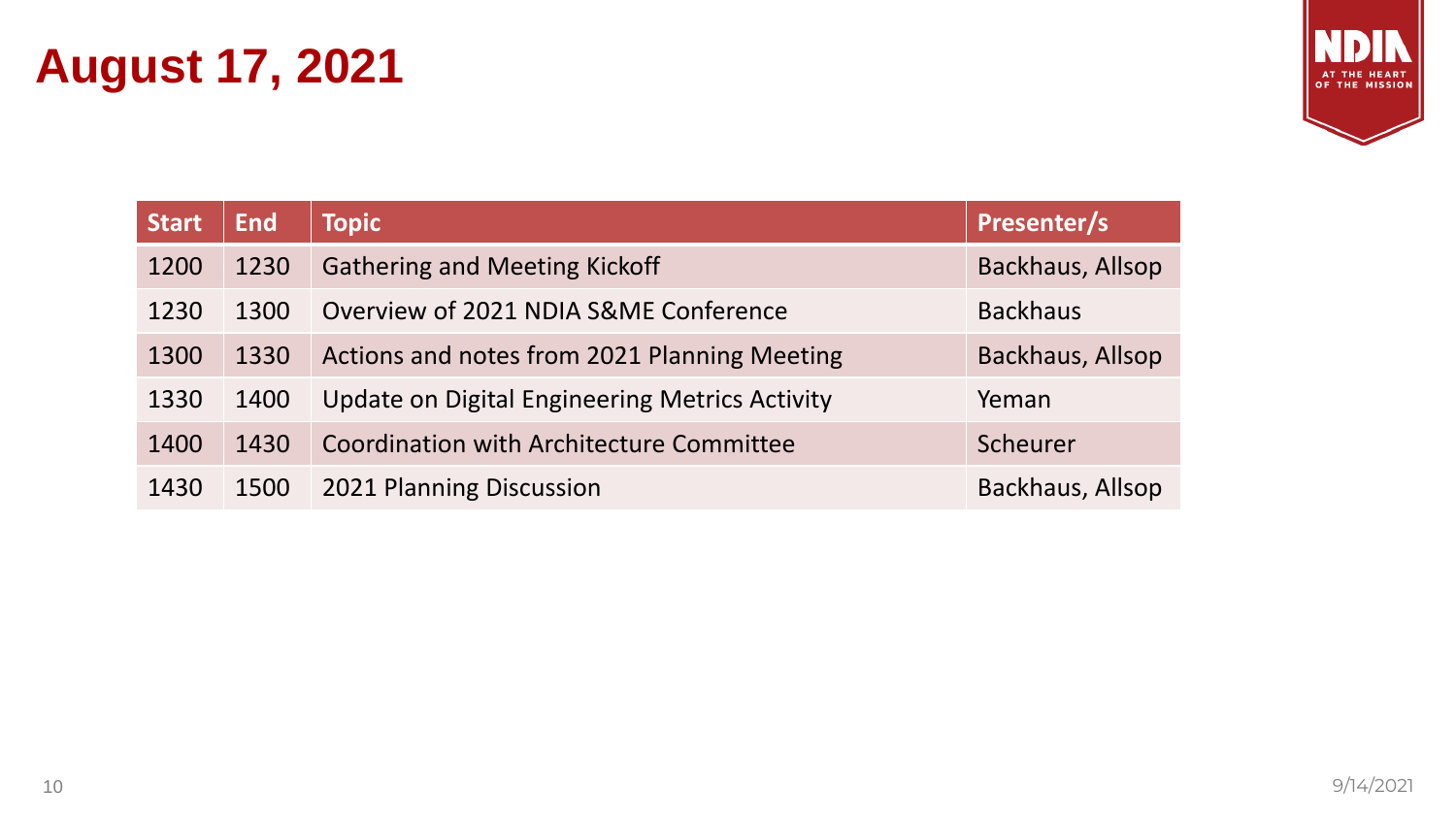# August 17, 2021

| Start | End | Topic | Presenter/s |
|---|---|---|---|
| 1200 | 1230 | Gathering and Meeting Kickoff | Backhaus, Allsop |
| 1230 | 1300 | Overview of 2021 NDIA S&ME Conference | Backhaus |
| 1300 | 1330 | Actions and notes from 2021 Planning Meeting | Backhaus, Allsop |
| 1330 | 1400 | Update on Digital Engineering Metrics Activity | Yeman |
| 1400 | 1430 | Coordination with Architecture Committee | Scheurer |
| 1430 | 1500 | 2021 Planning Discussion | Backhaus, Allsop |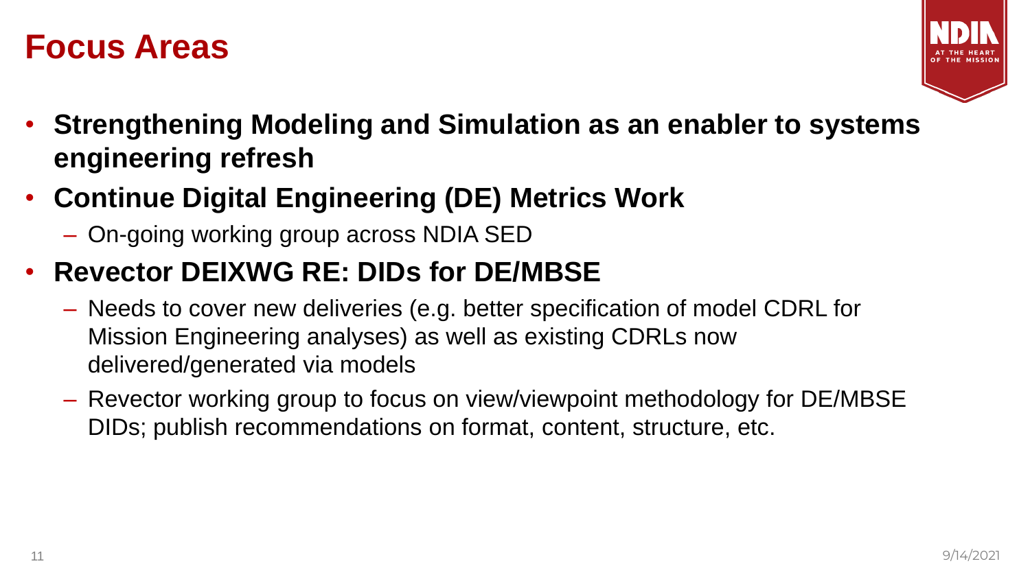# Focus Areas

- **Strengthening Modeling and Simulation as an enabler to systems engineering refresh**
- **Continue Digital Engineering (DE) Metrics Work**
  - On-going working group across NDIA SED
- **Revector DEIXWG RE: DIDs for DE/MBSE**
  - Needs to cover new deliveries (e.g. better specification of model CDRL for Mission Engineering analyses) as well as existing CDRLs now delivered/generated via models
  - Revector working group to focus on view/viewpoint methodology for DE/MBSE DIDs; publish recommendations on format, content, structure, etc.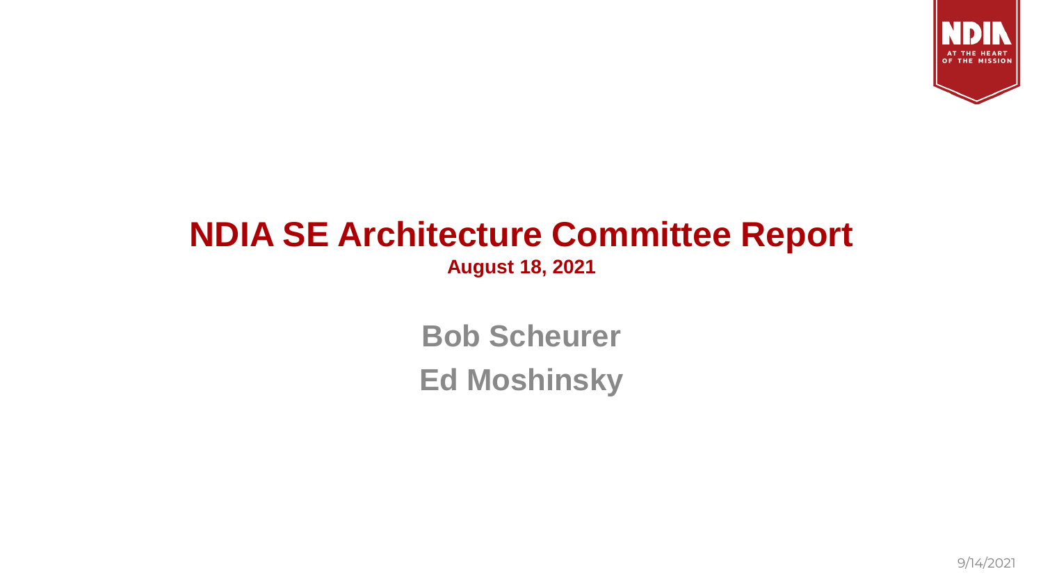# NDIA SE Architecture Committee Report

**August 18, 2021**

**Bob Scheurer**

**Ed Moshinsky**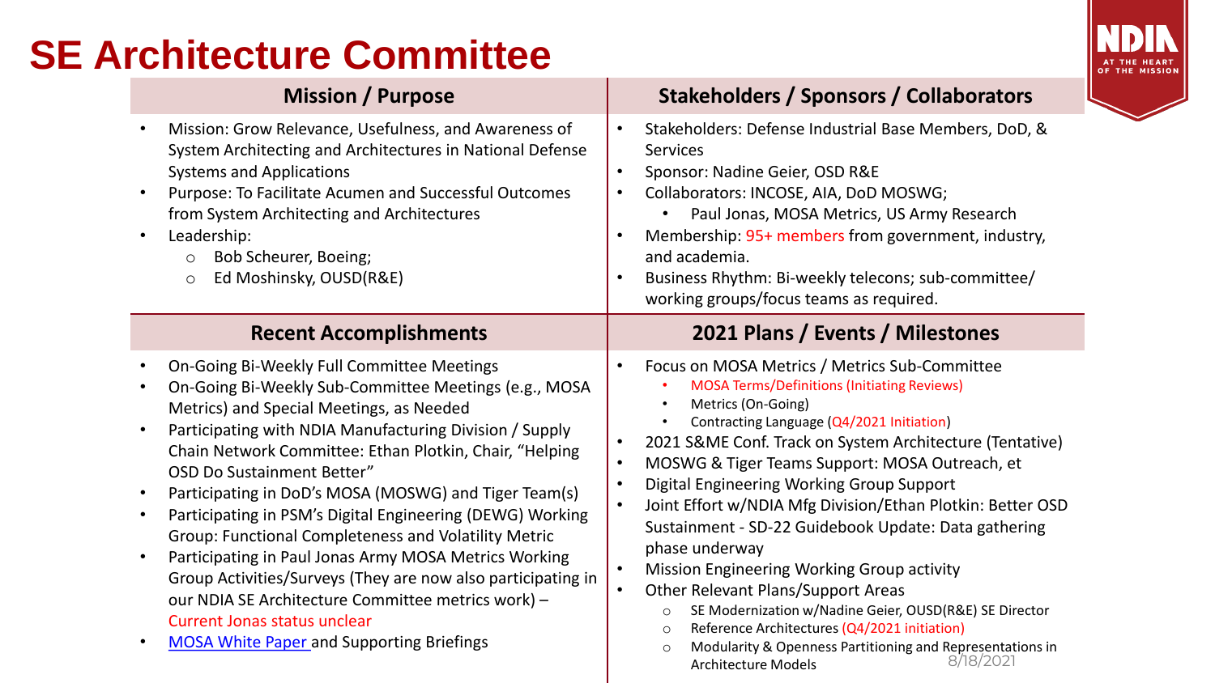# SE Architecture Committee

## Mission / Purpose

- Mission: Grow Relevance, Usefulness, and Awareness of System Architecting and Architectures in National Defense Systems and Applications
- Purpose: To Facilitate Acumen and Successful Outcomes from System Architecting and Architectures
- Leadership:
  - Bob Scheurer, Boeing;
  - Ed Moshinsky, OUSD(R&E)

## Stakeholders / Sponsors / Collaborators

- Stakeholders: Defense Industrial Base Members, DoD, & Services
- Sponsor: Nadine Geier, OSD R&E
- Collaborators: INCOSE, AIA, DoD MOSWG;
  - Paul Jonas, MOSA Metrics, US Army Research
- Membership: 95+ members from government, industry, and academia.
- Business Rhythm: Bi-weekly telecons; sub-committee/ working groups/focus teams as required.

## Recent Accomplishments

- On-Going Bi-Weekly Full Committee Meetings
- On-Going Bi-Weekly Sub-Committee Meetings (e.g., MOSA Metrics) and Special Meetings, as Needed
- Participating with NDIA Manufacturing Division / Supply Chain Network Committee: Ethan Plotkin, Chair, "Helping OSD Do Sustainment Better"
- Participating in DoD's MOSA (MOSWG) and Tiger Team(s)
- Participating in PSM's Digital Engineering (DEWG) Working Group: Functional Completeness and Volatility Metric
- Participating in Paul Jonas Army MOSA Metrics Working Group Activities/Surveys (They are now also participating in our NDIA SE Architecture Committee metrics work) – Current Jonas status unclear
- MOSA White Paper and Supporting Briefings

## 2021 Plans / Events / Milestones

- Focus on MOSA Metrics / Metrics Sub-Committee
  - MOSA Terms/Definitions (Initiating Reviews)
  - Metrics (On-Going)
  - Contracting Language (Q4/2021 Initiation)
- 2021 S&ME Conf. Track on System Architecture (Tentative)
- MOSWG & Tiger Teams Support: MOSA Outreach, et
- Digital Engineering Working Group Support
- Joint Effort w/NDIA Mfg Division/Ethan Plotkin: Better OSD Sustainment - SD-22 Guidebook Update: Data gathering phase underway
- Mission Engineering Working Group activity
- Other Relevant Plans/Support Areas
  - SE Modernization w/Nadine Geier, OUSD(R&E) SE Director
  - Reference Architectures (Q4/2021 initiation)
  - Modularity & Openness Partitioning and Representations in Architecture Models

8/18/2021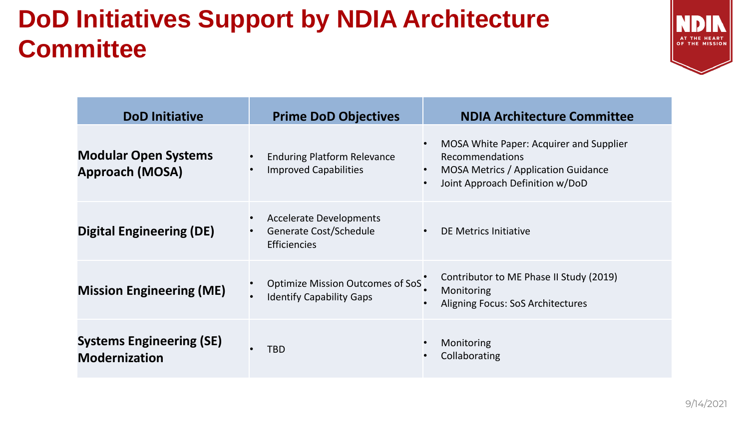# DoD Initiatives Support by NDIA Architecture Committee

| DoD Initiative | Prime DoD Objectives | NDIA Architecture Committee |
|---|---|---|
| **Modular Open Systems Approach (MOSA)** | • Enduring Platform Relevance<br>• Improved Capabilities | • MOSA White Paper: Acquirer and Supplier Recommendations<br>• MOSA Metrics / Application Guidance<br>• Joint Approach Definition w/DoD |
| **Digital Engineering (DE)** | • Accelerate Developments<br>• Generate Cost/Schedule Efficiencies | • DE Metrics Initiative |
| **Mission Engineering (ME)** | • Optimize Mission Outcomes of SoS<br>• Identify Capability Gaps | • Contributor to ME Phase II Study (2019)<br>• Monitoring<br>• Aligning Focus: SoS Architectures |
| **Systems Engineering (SE) Modernization** | • TBD | • Monitoring<br>• Collaborating |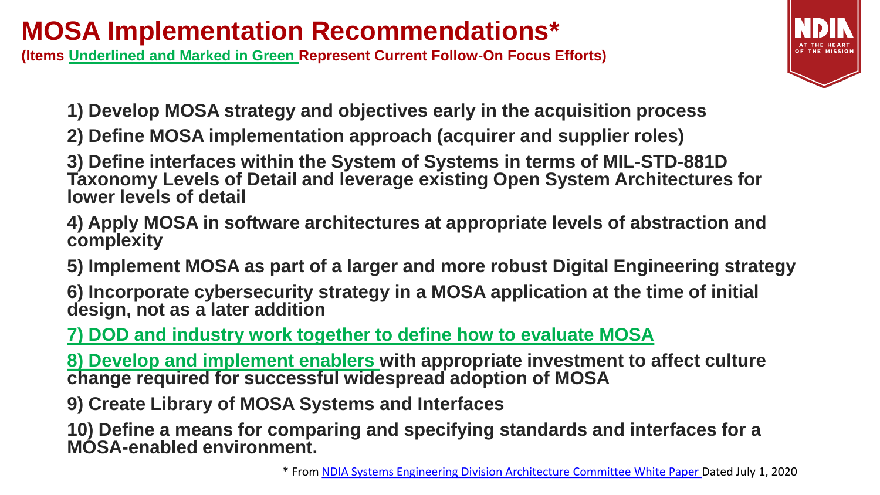# MOSA Implementation Recommendations*

**(Items Underlined and Marked in Green Represent Current Follow-On Focus Efforts)**

**1) Develop MOSA strategy and objectives early in the acquisition process**

**2) Define MOSA implementation approach (acquirer and supplier roles)**

**3) Define interfaces within the System of Systems in terms of MIL-STD-881D Taxonomy Levels of Detail and leverage existing Open System Architectures for lower levels of detail**

**4) Apply MOSA in software architectures at appropriate levels of abstraction and complexity**

**5) Implement MOSA as part of a larger and more robust Digital Engineering strategy**

**6) Incorporate cybersecurity strategy in a MOSA application at the time of initial design, not as a later addition**

**<u>7) DOD and industry work together to define how to evaluate MOSA</u>**

**<u>8) Develop and implement enablers</u> with appropriate investment to affect culture change required for successful widespread adoption of MOSA**

**9) Create Library of MOSA Systems and Interfaces**

**10) Define a means for comparing and specifying standards and interfaces for a MOSA-enabled environment.**

* From NDIA Systems Engineering Division Architecture Committee White Paper Dated July 1, 2020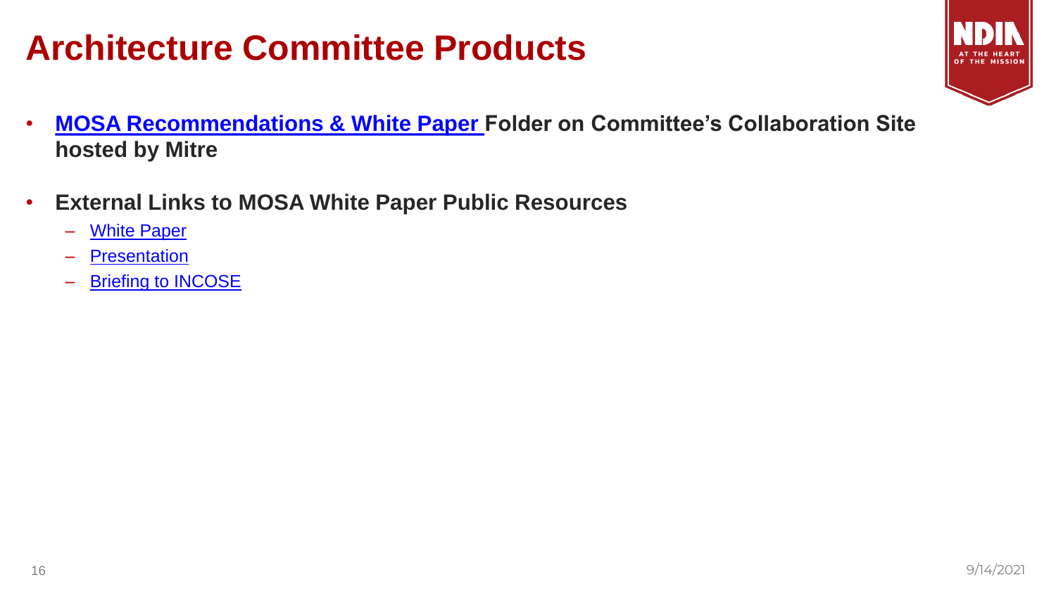# Architecture Committee Products

- **MOSA Recommendations & White Paper Folder on Committee's Collaboration Site hosted by Mitre**
- **External Links to MOSA White Paper Public Resources**
  - White Paper
  - Presentation
  - Briefing to INCOSE